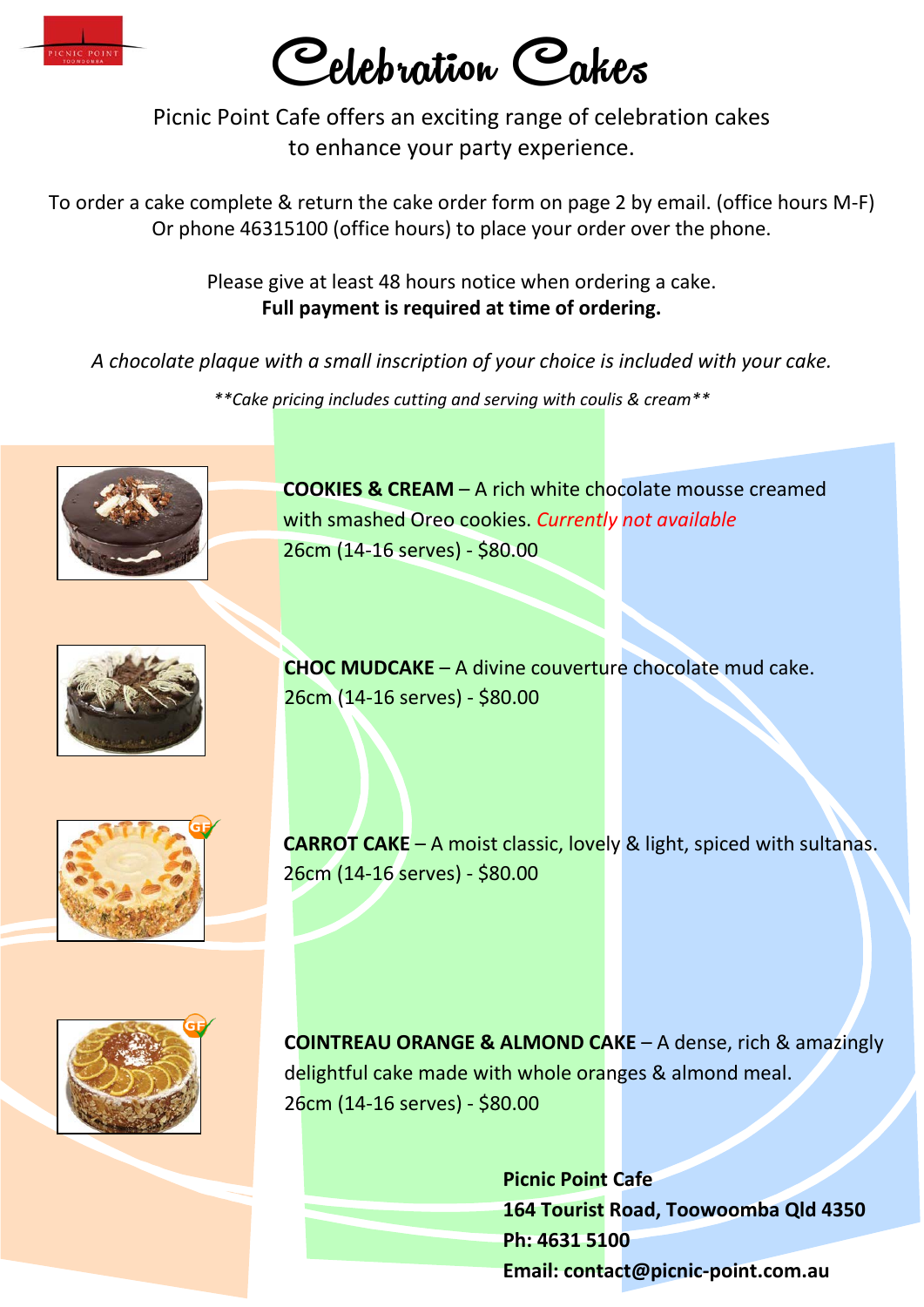# Celebration Cakes

Picnic Point Cafe offers an exciting range of celebration cakes to enhance your party experience.

To order a cake complete & return the cake order form on page 2 by email. (office hours M-F) Or phone 46315100 (office hours) to place your order over the phone.

Please give at least 48 hours notice when ordering a cake.
**Full payment is required at time of ordering.**

*A chocolate plaque with a small inscription of your choice is included with your cake.*

***Cake pricing includes cutting and serving with coulis & cream***

**COOKIES & CREAM** – A rich white chocolate mousse creamed with smashed Oreo cookies. *Currently not available*
26cm (14-16 serves) - $80.00

**CHOC MUDCAKE** – A divine couverture chocolate mud cake.
26cm (14-16 serves) - $80.00

**CARROT CAKE** – A moist classic, lovely & light, spiced with sultanas.
26cm (14-16 serves) - $80.00

**COINTREAU ORANGE & ALMOND CAKE** – A dense, rich & amazingly delightful cake made with whole oranges & almond meal.
26cm (14-16 serves) - $80.00

**Picnic Point Cafe**
**164 Tourist Road, Toowoomba Qld 4350**
**Ph: 4631 5100**
**Email: contact@picnic-point.com.au**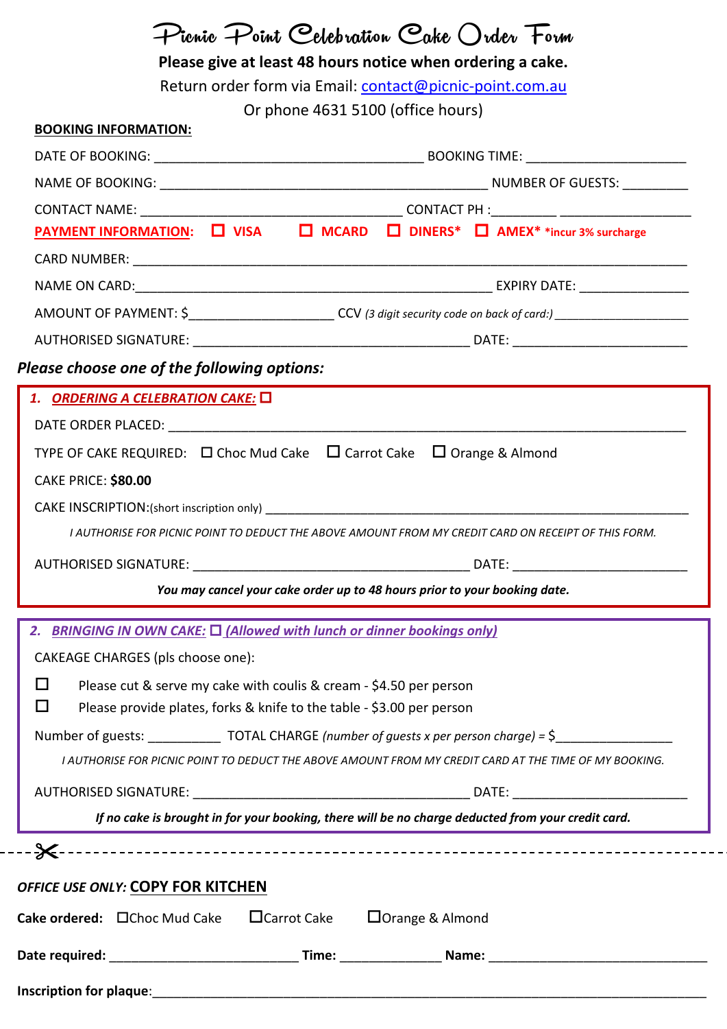# Picnic Point Celebration Cake Order Form

**Please give at least 48 hours notice when ordering a cake.**

Return order form via Email: contact@picnic-point.com.au

Or phone 4631 5100 (office hours)

**BOOKING INFORMATION:**

DATE OF BOOKING: ______________________________ BOOKING TIME: ____________________

NAME OF BOOKING: ______________________________ NUMBER OF GUESTS: _________

CONTACT NAME: ______________________________ CONTACT PH :_________ ________________

**PAYMENT INFORMATION:** ☐ **VISA** ☐ **MCARD** ☐ **DINERS*** ☐ **AMEX*** ***incur 3% surcharge**

CARD NUMBER: ________________________________________________________________

NAME ON CARD:______________________________________ EXPIRY DATE: _______________

AMOUNT OF PAYMENT: $___________________ CCV *(3 digit security code on back of card:)* ___________________

AUTHORISED SIGNATURE: ______________________________ DATE: _______________________

***Please choose one of the following options:***

## 1. ORDERING A CELEBRATION CAKE: ☐

DATE ORDER PLACED: ________________________________________________________________

TYPE OF CAKE REQUIRED: ☐ Choc Mud Cake ☐ Carrot Cake ☐ Orange & Almond

CAKE PRICE: **$80.00**

CAKE INSCRIPTION:(short inscription only) ______________________________________________

*I AUTHORISE FOR PICNIC POINT TO DEDUCT THE ABOVE AMOUNT FROM MY CREDIT CARD ON RECEIPT OF THIS FORM.*

AUTHORISED SIGNATURE: ______________________________ DATE: _______________________

***You may cancel your cake order up to 48 hours prior to your booking date.***

## 2. BRINGING IN OWN CAKE: ☐ (Allowed with lunch or dinner bookings only)

CAKEAGE CHARGES (pls choose one):

☐ Please cut & serve my cake with coulis & cream - $4.50 per person

☐ Please provide plates, forks & knife to the table - $3.00 per person

Number of guests: __________ TOTAL CHARGE *(number of guests x per person charge)* = $________________

*I AUTHORISE FOR PICNIC POINT TO DEDUCT THE ABOVE AMOUNT FROM MY CREDIT CARD AT THE TIME OF MY BOOKING.*

AUTHORISED SIGNATURE: ______________________________ DATE: _______________________

***If no cake is brought in for your booking, there will be no charge deducted from your credit card.***

✂- - - - - - - - - - - - - - - - - - - - - - - - - - - - - - - - - - - - - - - - - - - - -

*OFFICE USE ONLY:* COPY FOR KITCHEN

**Cake ordered:** ☐Choc Mud Cake ☐Carrot Cake ☐Orange & Almond

**Date required:** ________________________ **Time:** _____________ **Name:** ____________________________

**Inscription for plaque**:__________________________________________________________________